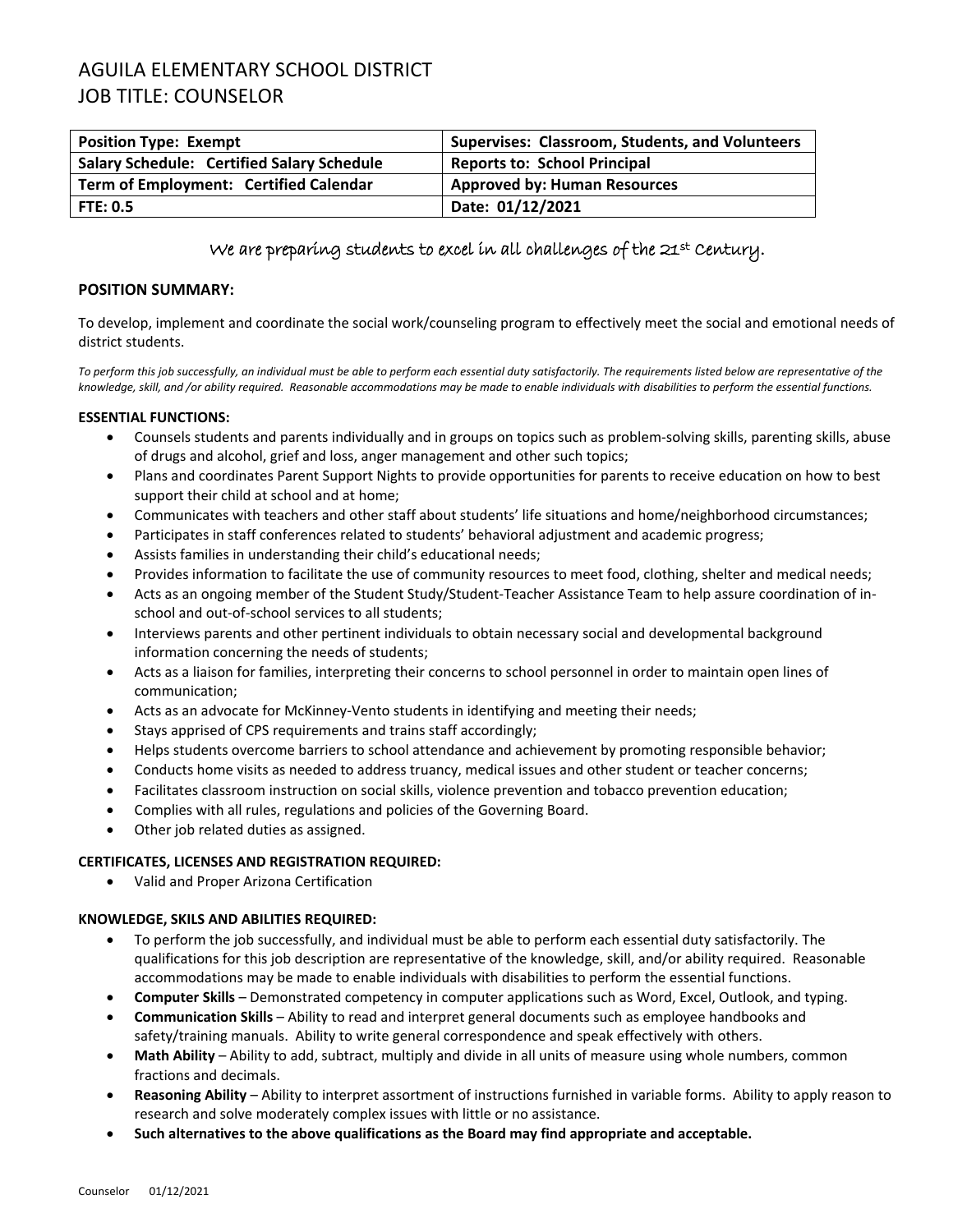# AGUILA ELEMENTARY SCHOOL DISTRICT
# JOB TITLE: COUNSELOR

| **Position Type: Exempt** | **Supervises: Classroom, Students, and Volunteers** |
|---|---|
| **Salary Schedule: Certified Salary Schedule** | **Reports to: School Principal** |
| **Term of Employment: Certified Calendar** | **Approved by: Human Resources** |
| **FTE: 0.5** | **Date: 01/12/2021** |

*We are preparing students to excel in all challenges of the 21st Century.*

## POSITION SUMMARY:

To develop, implement and coordinate the social work/counseling program to effectively meet the social and emotional needs of district students.

*To perform this job successfully, an individual must be able to perform each essential duty satisfactorily. The requirements listed below are representative of the knowledge, skill, and /or ability required. Reasonable accommodations may be made to enable individuals with disabilities to perform the essential functions.*

### ESSENTIAL FUNCTIONS:

- Counsels students and parents individually and in groups on topics such as problem-solving skills, parenting skills, abuse of drugs and alcohol, grief and loss, anger management and other such topics;
- Plans and coordinates Parent Support Nights to provide opportunities for parents to receive education on how to best support their child at school and at home;
- Communicates with teachers and other staff about students' life situations and home/neighborhood circumstances;
- Participates in staff conferences related to students' behavioral adjustment and academic progress;
- Assists families in understanding their child's educational needs;
- Provides information to facilitate the use of community resources to meet food, clothing, shelter and medical needs;
- Acts as an ongoing member of the Student Study/Student-Teacher Assistance Team to help assure coordination of in-school and out-of-school services to all students;
- Interviews parents and other pertinent individuals to obtain necessary social and developmental background information concerning the needs of students;
- Acts as a liaison for families, interpreting their concerns to school personnel in order to maintain open lines of communication;
- Acts as an advocate for McKinney-Vento students in identifying and meeting their needs;
- Stays apprised of CPS requirements and trains staff accordingly;
- Helps students overcome barriers to school attendance and achievement by promoting responsible behavior;
- Conducts home visits as needed to address truancy, medical issues and other student or teacher concerns;
- Facilitates classroom instruction on social skills, violence prevention and tobacco prevention education;
- Complies with all rules, regulations and policies of the Governing Board.
- Other job related duties as assigned.

### CERTIFICATES, LICENSES AND REGISTRATION REQUIRED:

- Valid and Proper Arizona Certification

### KNOWLEDGE, SKILS AND ABILITIES REQUIRED:

- To perform the job successfully, and individual must be able to perform each essential duty satisfactorily. The qualifications for this job description are representative of the knowledge, skill, and/or ability required. Reasonable accommodations may be made to enable individuals with disabilities to perform the essential functions.
- **Computer Skills** – Demonstrated competency in computer applications such as Word, Excel, Outlook, and typing.
- **Communication Skills** – Ability to read and interpret general documents such as employee handbooks and safety/training manuals. Ability to write general correspondence and speak effectively with others.
- **Math Ability** – Ability to add, subtract, multiply and divide in all units of measure using whole numbers, common fractions and decimals.
- **Reasoning Ability** – Ability to interpret assortment of instructions furnished in variable forms. Ability to apply reason to research and solve moderately complex issues with little or no assistance.
- **Such alternatives to the above qualifications as the Board may find appropriate and acceptable.**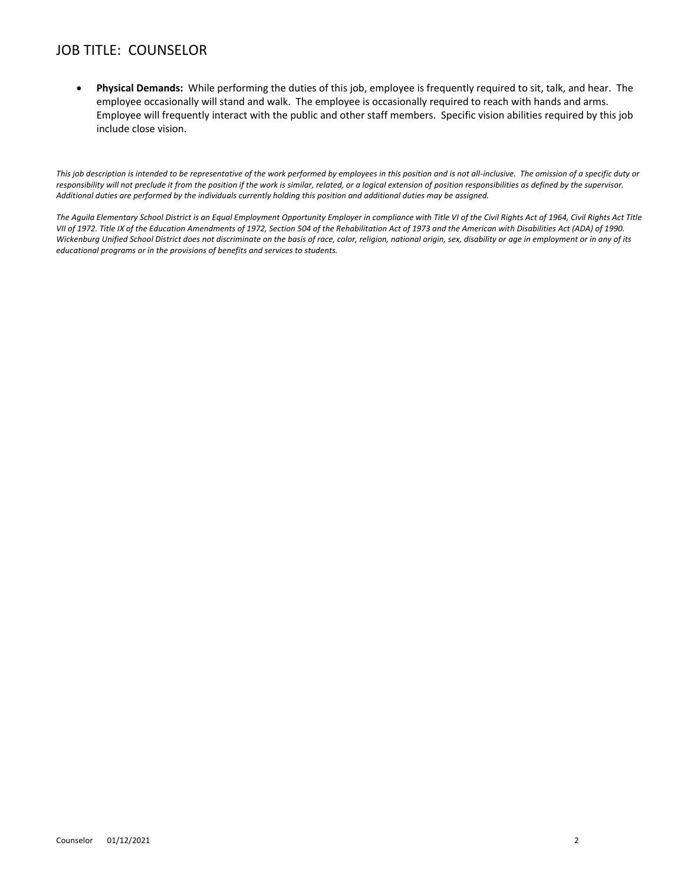## JOB TITLE: COUNSELOR

- **Physical Demands:** While performing the duties of this job, employee is frequently required to sit, talk, and hear. The employee occasionally will stand and walk. The employee is occasionally required to reach with hands and arms. Employee will frequently interact with the public and other staff members. Specific vision abilities required by this job include close vision.

*This job description is intended to be representative of the work performed by employees in this position and is not all-inclusive. The omission of a specific duty or responsibility will not preclude it from the position if the work is similar, related, or a logical extension of position responsibilities as defined by the supervisor. Additional duties are performed by the individuals currently holding this position and additional duties may be assigned.*

*The Aguila Elementary School District is an Equal Employment Opportunity Employer in compliance with Title VI of the Civil Rights Act of 1964, Civil Rights Act Title VII of 1972. Title IX of the Education Amendments of 1972, Section 504 of the Rehabilitation Act of 1973 and the American with Disabilities Act (ADA) of 1990. Wickenburg Unified School District does not discriminate on the basis of race, color, religion, national origin, sex, disability or age in employment or in any of its educational programs or in the provisions of benefits and services to students.*